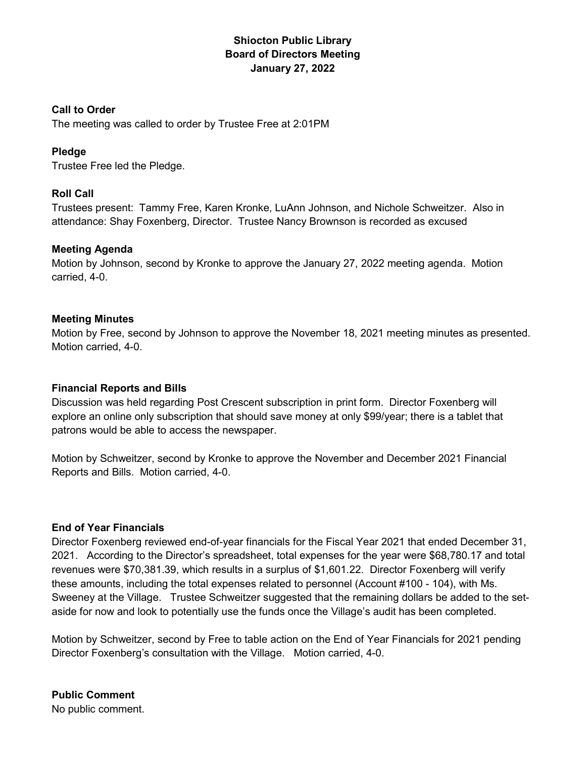# Shiocton Public Library
## Board of Directors Meeting
## January 27, 2022

**Call to Order**

The meeting was called to order by Trustee Free at 2:01PM

**Pledge**

Trustee Free led the Pledge.

**Roll Call**

Trustees present: Tammy Free, Karen Kronke, LuAnn Johnson, and Nichole Schweitzer. Also in attendance: Shay Foxenberg, Director. Trustee Nancy Brownson is recorded as excused

**Meeting Agenda**

Motion by Johnson, second by Kronke to approve the January 27, 2022 meeting agenda. Motion carried, 4-0.

**Meeting Minutes**

Motion by Free, second by Johnson to approve the November 18, 2021 meeting minutes as presented. Motion carried, 4-0.

**Financial Reports and Bills**

Discussion was held regarding Post Crescent subscription in print form. Director Foxenberg will explore an online only subscription that should save money at only $99/year; there is a tablet that patrons would be able to access the newspaper.

Motion by Schweitzer, second by Kronke to approve the November and December 2021 Financial Reports and Bills. Motion carried, 4-0.

**End of Year Financials**

Director Foxenberg reviewed end-of-year financials for the Fiscal Year 2021 that ended December 31, 2021. According to the Director's spreadsheet, total expenses for the year were $68,780.17 and total revenues were $70,381.39, which results in a surplus of $1,601.22. Director Foxenberg will verify these amounts, including the total expenses related to personnel (Account #100 - 104), with Ms. Sweeney at the Village. Trustee Schweitzer suggested that the remaining dollars be added to the set-aside for now and look to potentially use the funds once the Village's audit has been completed.

Motion by Schweitzer, second by Free to table action on the End of Year Financials for 2021 pending Director Foxenberg's consultation with the Village. Motion carried, 4-0.

**Public Comment**

No public comment.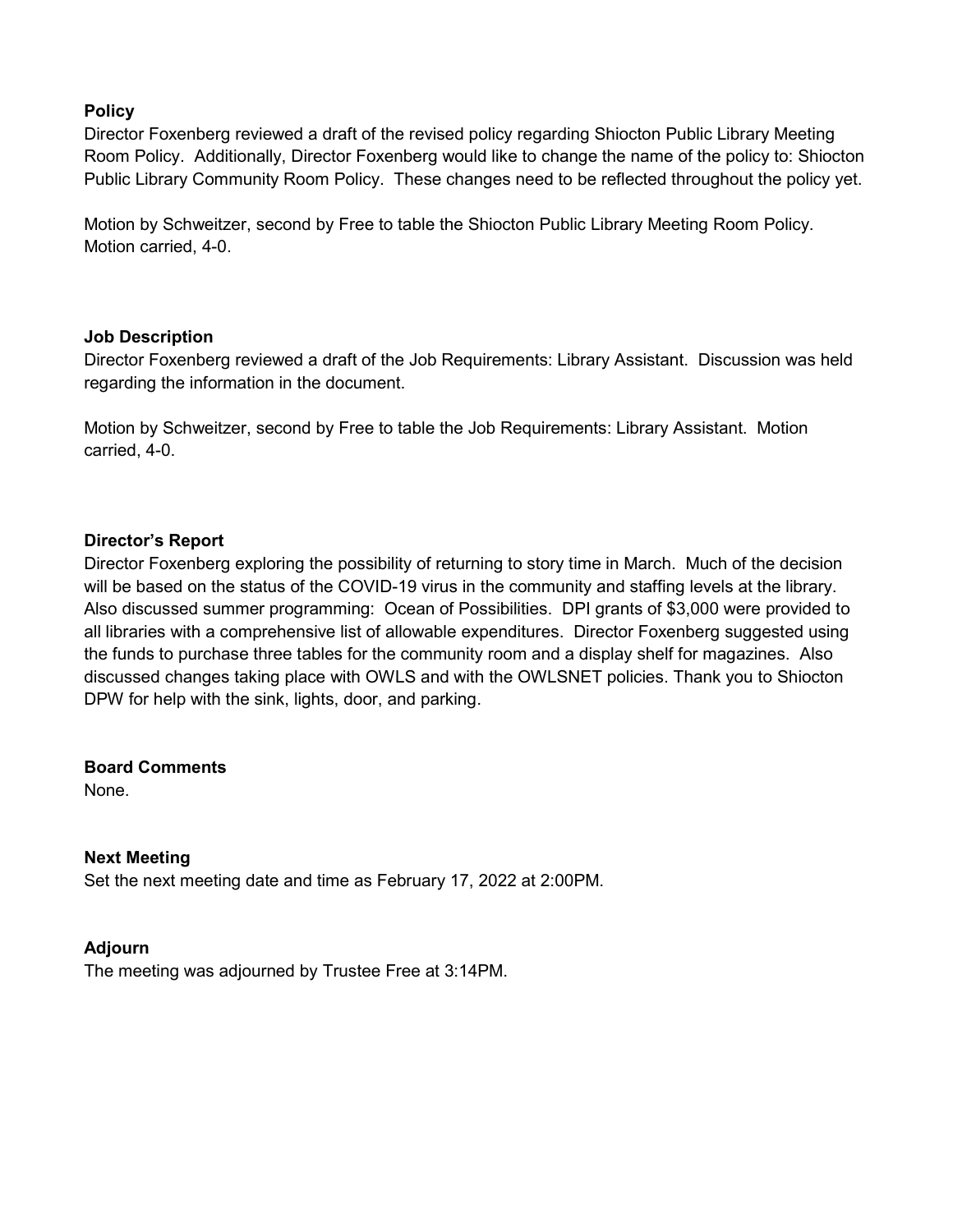**Policy**

Director Foxenberg reviewed a draft of the revised policy regarding Shiocton Public Library Meeting Room Policy. Additionally, Director Foxenberg would like to change the name of the policy to: Shiocton Public Library Community Room Policy. These changes need to be reflected throughout the policy yet.

Motion by Schweitzer, second by Free to table the Shiocton Public Library Meeting Room Policy. Motion carried, 4-0.

**Job Description**

Director Foxenberg reviewed a draft of the Job Requirements: Library Assistant. Discussion was held regarding the information in the document.

Motion by Schweitzer, second by Free to table the Job Requirements: Library Assistant. Motion carried, 4-0.

**Director's Report**

Director Foxenberg exploring the possibility of returning to story time in March. Much of the decision will be based on the status of the COVID-19 virus in the community and staffing levels at the library. Also discussed summer programming: Ocean of Possibilities. DPI grants of $3,000 were provided to all libraries with a comprehensive list of allowable expenditures. Director Foxenberg suggested using the funds to purchase three tables for the community room and a display shelf for magazines. Also discussed changes taking place with OWLS and with the OWLSNET policies. Thank you to Shiocton DPW for help with the sink, lights, door, and parking.

**Board Comments**

None.

**Next Meeting**

Set the next meeting date and time as February 17, 2022 at 2:00PM.

**Adjourn**

The meeting was adjourned by Trustee Free at 3:14PM.